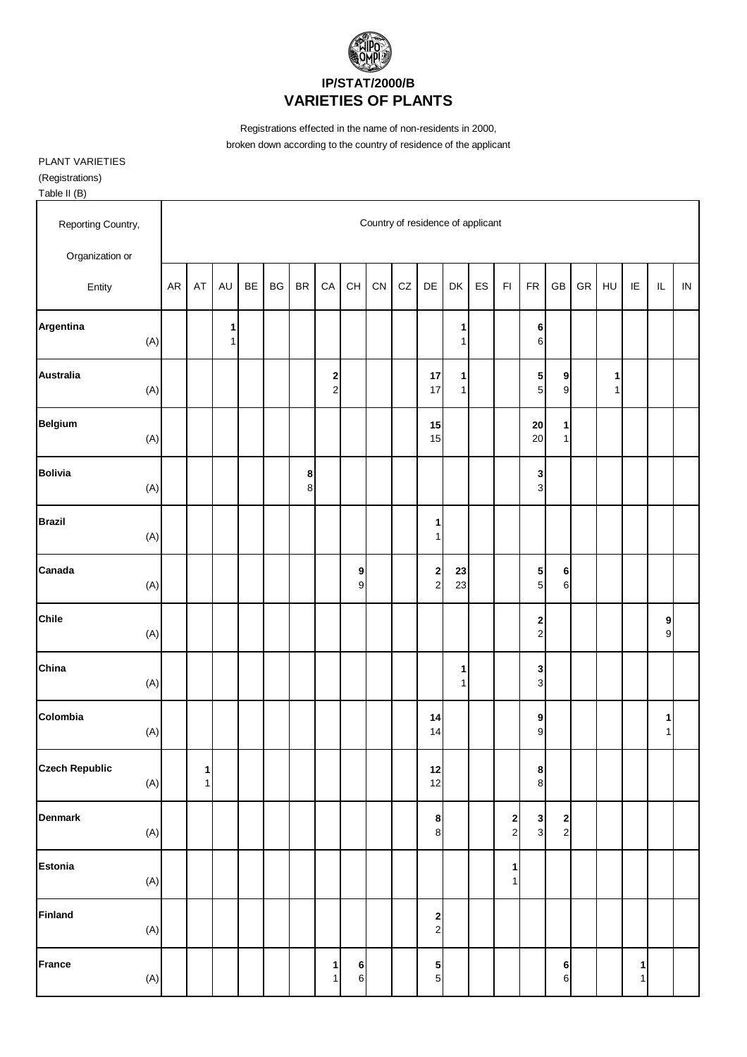# IP/STAT/2000/B
# VARIETIES OF PLANTS

Registrations effected in the name of non-residents in 2000,
broken down according to the country of residence of the applicant

PLANT VARIETIES
(Registrations)
Table II (B)

| Reporting Country, Organization or Entity | Country of residence of applicant | | | | | | | | | | | | | | | | | | | | |
|---|---|---|---|---|---|---|---|---|---|---|---|---|---|---|---|---|---|---|---|---|---|
| | AR | AT | AU | BE | BG | BR | CA | CH | CN | CZ | DE | DK | ES | FI | FR | GB | GR | HU | IE | IL | IN |
| **Argentina** | | | **1** | | | | | | | | | **1** | | | **6** | | | | | | |
| (A) | | | 1 | | | | | | | | | 1 | | | 6 | | | | | | |
| **Australia** | | | | | | | **2** | | | | **17** | **1** | | | **5** | **9** | | **1** | | | |
| (A) | | | | | | | 2 | | | | 17 | 1 | | | 5 | 9 | | 1 | | | |
| **Belgium** | | | | | | | | | | | **15** | | | | **20** | **1** | | | | | |
| (A) | | | | | | | | | | | 15 | | | | 20 | 1 | | | | | |
| **Bolivia** | | | | | | **8** | | | | | | | | | **3** | | | | | | |
| (A) | | | | | | 8 | | | | | | | | | 3 | | | | | | |
| **Brazil** | | | | | | | | | | | **1** | | | | | | | | | | |
| (A) | | | | | | | | | | | 1 | | | | | | | | | | |
| **Canada** | | | | | | | | **9** | | | **2** | **23** | | | **5** | **6** | | | | | |
| (A) | | | | | | | | 9 | | | 2 | 23 | | | 5 | 6 | | | | | |
| **Chile** | | | | | | | | | | | | | | | **2** | | | | | **9** | |
| (A) | | | | | | | | | | | | | | | 2 | | | | | 9 | |
| **China** | | | | | | | | | | | | **1** | | | **3** | | | | | | |
| (A) | | | | | | | | | | | | 1 | | | 3 | | | | | | |
| **Colombia** | | | | | | | | | | | **14** | | | | **9** | | | | | **1** | |
| (A) | | | | | | | | | | | 14 | | | | 9 | | | | | 1 | |
| **Czech Republic** | | **1** | | | | | | | | | **12** | | | | **8** | | | | | | |
| (A) | | 1 | | | | | | | | | 12 | | | | 8 | | | | | | |
| **Denmark** | | | | | | | | | | | **8** | | | **2** | **3** | **2** | | | | | |
| (A) | | | | | | | | | | | 8 | | | 2 | 3 | 2 | | | | | |
| **Estonia** | | | | | | | | | | | | | | **1** | | | | | | | |
| (A) | | | | | | | | | | | | | | 1 | | | | | | | |
| **Finland** | | | | | | | | | | | **2** | | | | | | | | | | |
| (A) | | | | | | | | | | | 2 | | | | | | | | | | |
| **France** | | | | | | | **1** | **6** | | | **5** | | | | | **6** | | | **1** | | |
| (A) | | | | | | | 1 | 6 | | | 5 | | | | | 6 | | | 1 | | |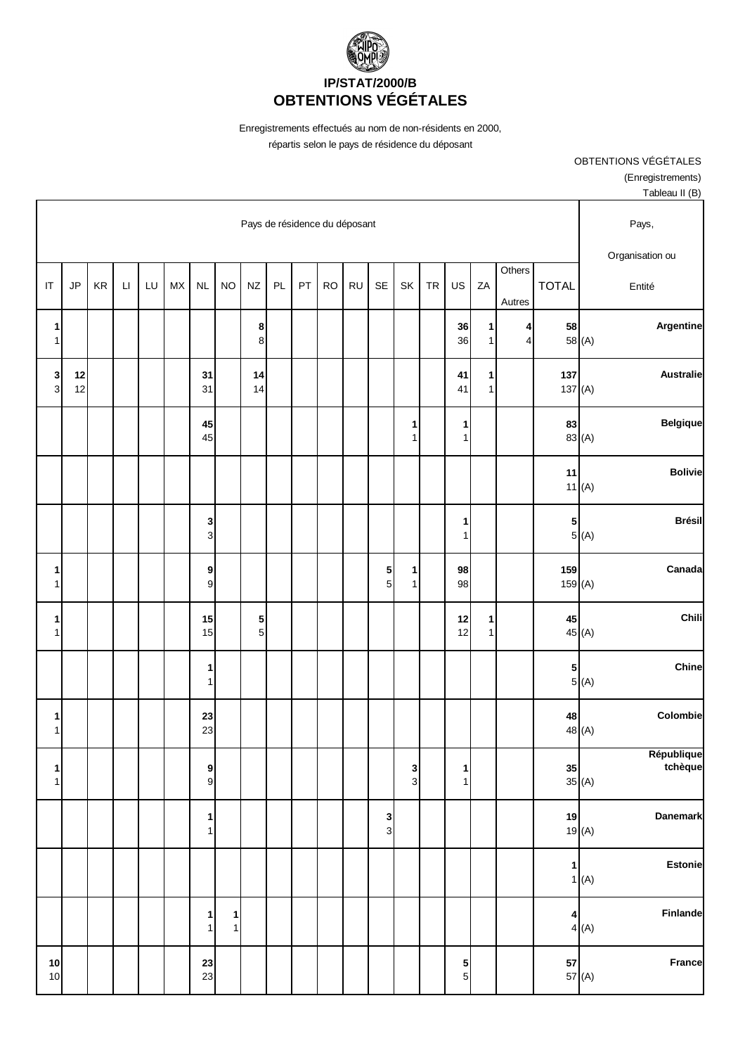# IP/STAT/2000/B
## OBTENTIONS VÉGÉTALES

Enregistrements effectués au nom de non-résidents en 2000,
répartis selon le pays de résidence du déposant

OBTENTIONS VÉGÉTALES
(Enregistrements)
Tableau II (B)

| Pays de résidence du déposant | | | | | | | | | | | | | | | | | | | | Pays, Organisation ou Entité |
|---|---|---|---|---|---|---|---|---|---|---|---|---|---|---|---|---|---|---|---|---|
| IT | JP | KR | LI | LU | MX | NL | NO | NZ | PL | PT | RO | RU | SE | SK | TR | US | ZA | Others Autres | TOTAL | |
| **1**<br>1 | | | | | | | | **8**<br>8 | | | | | | | | **36**<br>36 | **1**<br>1 | **4**<br>4 | **58**<br>58 | (A) **Argentine** |
| **3**<br>3 | **12**<br>12 | | | | | **31**<br>31 | | **14**<br>14 | | | | | | | | **41**<br>41 | **1**<br>1 | | **137**<br>137 | (A) **Australie** |
| | | | | | | **45**<br>45 | | | | | | | | **1**<br>1 | | **1**<br>1 | | | **83**<br>83 | (A) **Belgique** |
| | | | | | | | | | | | | | | | | | | | **11**<br>11 | (A) **Bolivie** |
| | | | | | | **3**<br>3 | | | | | | | | | | **1**<br>1 | | | **5**<br>5 | (A) **Brésil** |
| **1**<br>1 | | | | | | **9**<br>9 | | | | | | | **5**<br>5 | **1**<br>1 | | **98**<br>98 | | | **159**<br>159 | (A) **Canada** |
| **1**<br>1 | | | | | | **15**<br>15 | | **5**<br>5 | | | | | | | | **12**<br>12 | **1**<br>1 | | **45**<br>45 | (A) **Chili** |
| | | | | | | **1**<br>1 | | | | | | | | | | | | | **5**<br>5 | (A) **Chine** |
| **1**<br>1 | | | | | | **23**<br>23 | | | | | | | | | | | | | **48**<br>48 | (A) **Colombie** |
| **1**<br>1 | | | | | | **9**<br>9 | | | | | | | | **3**<br>3 | | **1**<br>1 | | | **35**<br>35 | (A) **République tchèque** |
| | | | | | | **1**<br>1 | | | | | | | **3**<br>3 | | | | | | **19**<br>19 | (A) **Danemark** |
| | | | | | | | | | | | | | | | | | | | **1**<br>1 | (A) **Estonie** |
| | | | | | | **1**<br>1 | **1**<br>1 | | | | | | | | | | | | **4**<br>4 | (A) **Finlande** |
| **10**<br>10 | | | | | | **23**<br>23 | | | | | | | | | | **5**<br>5 | | | **57**<br>57 | (A) **France** |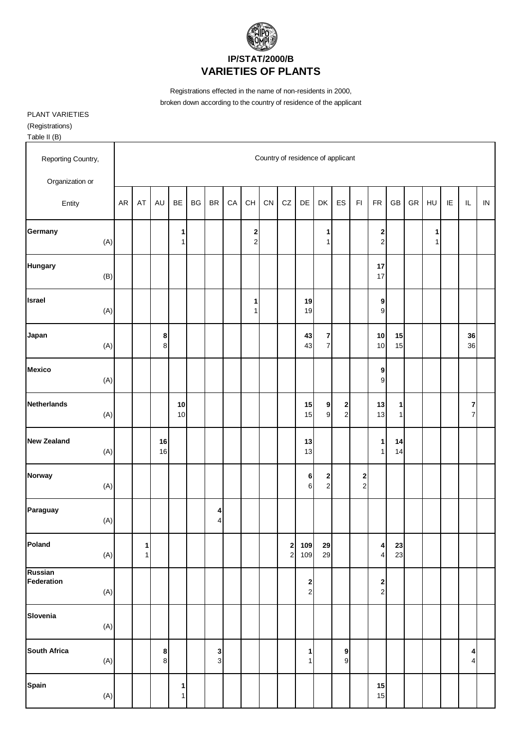# IP/STAT/2000/B
# VARIETIES OF PLANTS

Registrations effected in the name of non-residents in 2000,
broken down according to the country of residence of the applicant

PLANT VARIETIES
(Registrations)
Table II (B)

| Reporting Country, Organization or Entity | | AR | AT | AU | BE | BG | BR | CA | CH | CN | CZ | DE | DK | ES | FI | FR | GB | GR | HU | IE | IL | IN |
|---|---|---|---|---|---|---|---|---|---|---|---|---|---|---|---|---|---|---|---|---|---|---|
| | | Country of residence of applicant | | | | | | | | | | | | | | | | | | | | |
| **Germany** | (A) | | | | **1** 1 | | | | **2** 2 | | | | **1** 1 | | | **2** 2 | | | **1** 1 | | | |
| **Hungary** | (B) | | | | | | | | | | | | | | | **17** 17 | | | | | | |
| **Israel** | (A) | | | | | | | | **1** 1 | | | **19** 19 | | | | **9** 9 | | | | | | |
| **Japan** | (A) | | | **8** 8 | | | | | | | | **43** 43 | **7** 7 | | | **10** 10 | **15** 15 | | | | **36** 36 | |
| **Mexico** | (A) | | | | | | | | | | | | | | | **9** 9 | | | | | | |
| **Netherlands** | (A) | | | | **10** 10 | | | | | | | **15** 15 | **9** 9 | **2** 2 | | **13** 13 | **1** 1 | | | | **7** 7 | |
| **New Zealand** | (A) | | | **16** 16 | | | | | | | | **13** 13 | | | | **1** 1 | **14** 14 | | | | | |
| **Norway** | (A) | | | | | | | | | | | **6** 6 | **2** 2 | | **2** 2 | | | | | | | |
| **Paraguay** | (A) | | | | | | **4** 4 | | | | | | | | | | | | | | | |
| **Poland** | (A) | | **1** 1 | | | | | | | | **2** 2 | **109** 109 | **29** 29 | | | **4** 4 | **23** 23 | | | | | |
| **Russian Federation** | (A) | | | | | | | | | | | **2** 2 | | | | **2** 2 | | | | | | |
| **Slovenia** | (A) | | | | | | | | | | | | | | | | | | | | | |
| **South Africa** | (A) | | | **8** 8 | | | **3** 3 | | | | | **1** 1 | | **9** 9 | | | | | | | **4** 4 | |
| **Spain** | (A) | | | | **1** 1 | | | | | | | | | | | **15** 15 | | | | | | |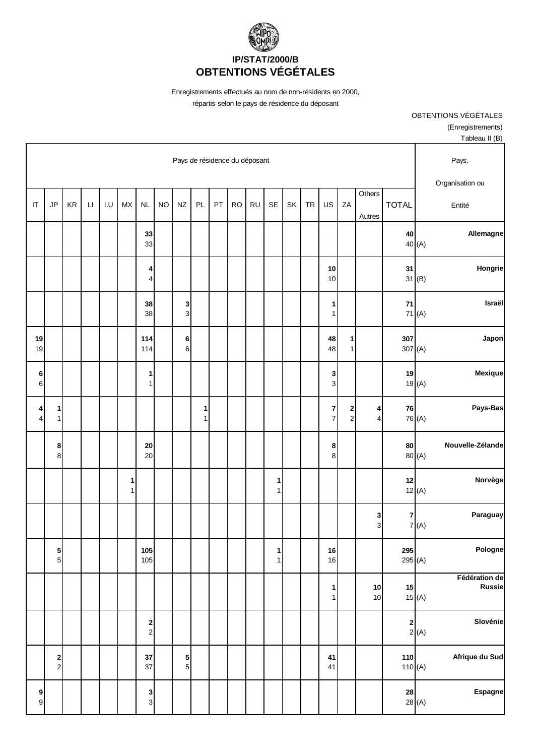# IP/STAT/2000/B

# OBTENTIONS VÉGÉTALES

Enregistrements effectués au nom de non-résidents en 2000,
répartis selon le pays de résidence du déposant

OBTENTIONS VÉGÉTALES
(Enregistrements)
Tableau II (B)

| Pays de résidence du déposant | | | | | | | | | | | | | | | | | | | | Pays, Organisation ou Entité |
|---|---|---|---|---|---|---|---|---|---|---|---|---|---|---|---|---|---|---|---|---|
| IT | JP | KR | LI | LU | MX | NL | NO | NZ | PL | PT | RO | RU | SE | SK | TR | US | ZA | Others Autres | TOTAL | |
| | | | | | | 33<br>33 | | | | | | | | | | | | | 40<br>40 | (A) Allemagne |
| | | | | | | 4<br>4 | | | | | | | | | | 10<br>10 | | | 31<br>31 | (B) Hongrie |
| | | | | | | 38<br>38 | | 3<br>3 | | | | | | | | 1<br>1 | | | 71<br>71 | (A) Israël |
| 19<br>19 | | | | | | 114<br>114 | | 6<br>6 | | | | | | | | 48<br>48 | 1<br>1 | | 307<br>307 | (A) Japon |
| 6<br>6 | | | | | | 1<br>1 | | | | | | | | | | 3<br>3 | | | 19<br>19 | (A) Mexique |
| 4<br>4 | 1<br>1 | | | | | | | | 1<br>1 | | | | | | | 7<br>7 | 2<br>2 | 4<br>4 | 76<br>76 | (A) Pays-Bas |
| | 8<br>8 | | | | | 20<br>20 | | | | | | | | | | 8<br>8 | | | 80<br>80 | (A) Nouvelle-Zélande |
| | | | | | 1<br>1 | | | | | | | | 1<br>1 | | | | | | 12<br>12 | (A) Norvège |
| | | | | | | | | | | | | | | | | | | 3<br>3 | 7<br>7 | (A) Paraguay |
| | 5<br>5 | | | | | 105<br>105 | | | | | | | 1<br>1 | | | 16<br>16 | | | 295<br>295 | (A) Pologne |
| | | | | | | | | | | | | | | | | 1<br>1 | | 10<br>10 | 15<br>15 | (A) Fédération de Russie |
| | | | | | | 2<br>2 | | | | | | | | | | | | | 2<br>2 | (A) Slovénie |
| | 2<br>2 | | | | | 37<br>37 | | 5<br>5 | | | | | | | | 41<br>41 | | | 110<br>110 | (A) Afrique du Sud |
| 9<br>9 | | | | | | 3<br>3 | | | | | | | | | | | | | 28<br>28 | (A) Espagne |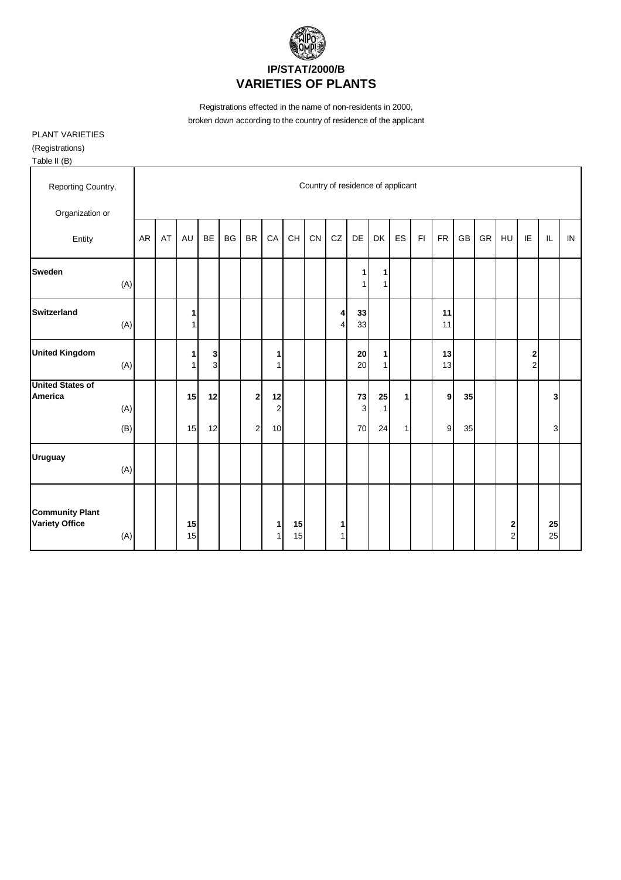# IP/STAT/2000/B
# VARIETIES OF PLANTS

Registrations effected in the name of non-residents in 2000,
broken down according to the country of residence of the applicant

PLANT VARIETIES
(Registrations)
Table II (B)

| Reporting Country, Organization or Entity | | AR | AT | AU | BE | BG | BR | CA | CH | CN | CZ | DE | DK | ES | FI | FR | GB | GR | HU | IE | IL | IN |
|---|---|---|---|---|---|---|---|---|---|---|---|---|---|---|---|---|---|---|---|---|---|---|
| **Sweden** | | | | | | | | | | | | **1** | **1** | | | | | | | | | |
| | (A) | | | | | | | | | | | 1 | 1 | | | | | | | | | |
| **Switzerland** | | | | **1** | | | | | | | **4** | **33** | | | | **11** | | | | | | |
| | (A) | | | 1 | | | | | | | 4 | 33 | | | | 11 | | | | | | |
| **United Kingdom** | | | | **1** | **3** | | | **1** | | | | **20** | **1** | | | **13** | | | | **2** | | |
| | (A) | | | 1 | 3 | | | 1 | | | | 20 | 1 | | | 13 | | | | 2 | | |
| **United States of America** | | | | **15** | **12** | | **2** | **12** | | | | **73** | **25** | **1** | | **9** | **35** | | | | **3** | |
| | (A) | | | | | | | 2 | | | | 3 | 1 | | | | | | | | | |
| | (B) | | | 15 | 12 | | 2 | 10 | | | | 70 | 24 | 1 | | 9 | 35 | | | | 3 | |
| **Uruguay** | | | | | | | | | | | | | | | | | | | | | | |
| | (A) | | | | | | | | | | | | | | | | | | | | | |
| **Community Plant Variety Office** | | | | **15** | | | | **1** | **15** | | **1** | | | | | | | | **2** | | **25** | |
| | (A) | | | 15 | | | | 1 | 15 | | 1 | | | | | | | | 2 | | 25 | |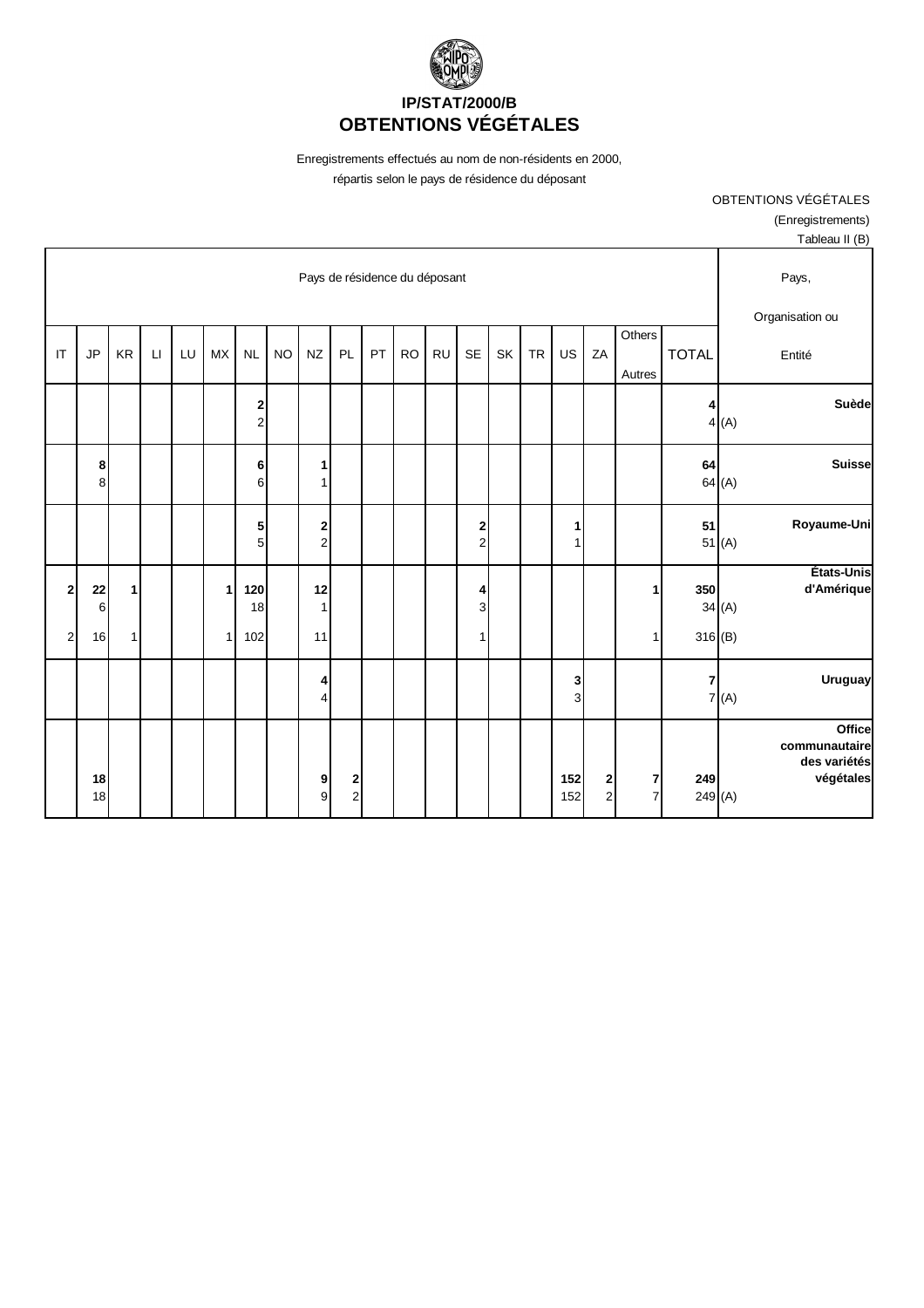**IP/STAT/2000/B**
# OBTENTIONS VÉGÉTALES

Enregistrements effectués au nom de non-résidents en 2000,
répartis selon le pays de résidence du déposant

OBTENTIONS VÉGÉTALES
(Enregistrements)
Tableau II (B)

| Pays de résidence du déposant | | | | | | | | | | | | | | | | | | | | | Pays, Organisation ou Entité |
|---|---|---|---|---|---|---|---|---|---|---|---|---|---|---|---|---|---|---|---|---|---|
| IT | JP | KR | LI | LU | MX | NL | NO | NZ | PL | PT | RO | RU | SE | SK | TR | US | ZA | Others Autres | TOTAL | | |
| | | | | | | **2** | | | | | | | | | | | | | **4** | | **Suède** |
| | | | | | | 2 | | | | | | | | | | | | | 4 | (A) | |
| | **8** | | | | | **6** | | **1** | | | | | | | | | | | **64** | | **Suisse** |
| | 8 | | | | | 6 | | 1 | | | | | | | | | | | 64 | (A) | |
| | | | | | | **5** | | **2** | | | | | **2** | | | **1** | | | **51** | | **Royaume-Uni** |
| | | | | | | 5 | | 2 | | | | | 2 | | | 1 | | | 51 | (A) | |
| **2** | **22** | **1** | | | **1** | **120** | | **12** | | | | | **4** | | | | | **1** | **350** | | **États-Unis d'Amérique** |
| | 6 | | | | | 18 | | 1 | | | | | 3 | | | | | | 34 | (A) | |
| 2 | 16 | 1 | | | 1 | 102 | | 11 | | | | | 1 | | | | | 1 | 316 | (B) | |
| | | | | | | | | **4** | | | | | | | | **3** | | | **7** | | **Uruguay** |
| | | | | | | | | 4 | | | | | | | | 3 | | | 7 | (A) | |
| | **18** | | | | | | | **9** | **2** | | | | | | | **152** | **2** | **7** | **249** | | **Office communautaire des variétés végétales** |
| | 18 | | | | | | | 9 | 2 | | | | | | | 152 | 2 | 7 | 249 | (A) | |